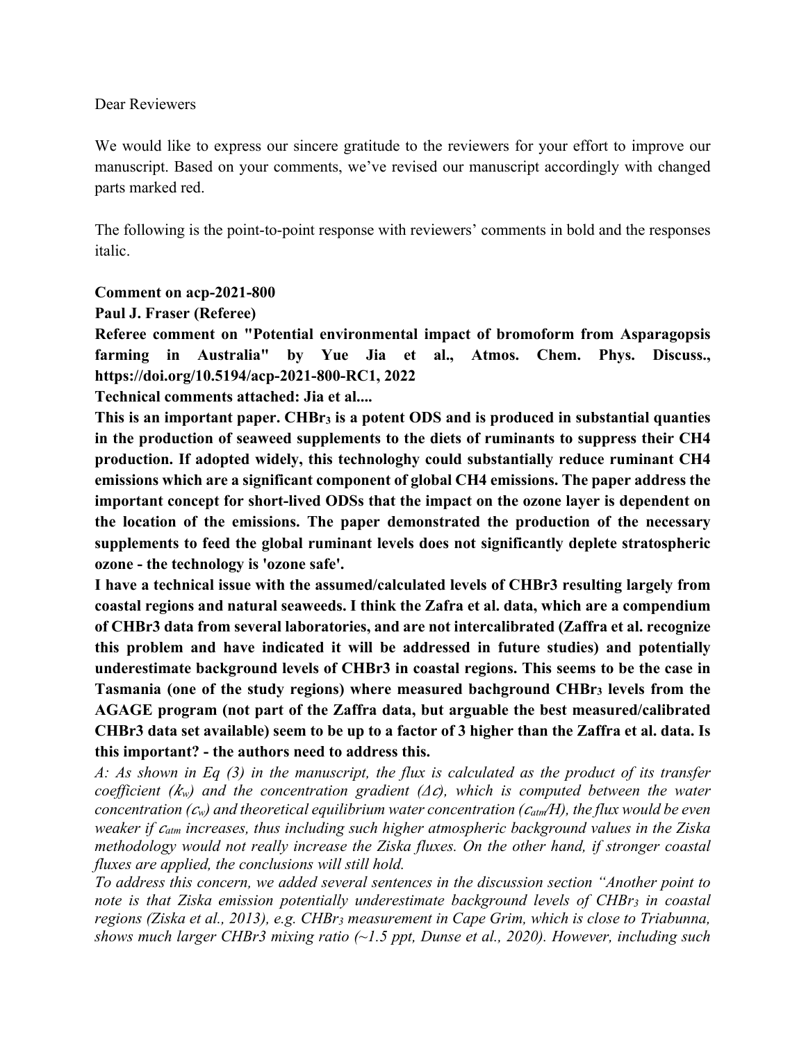Dear Reviewers

We would like to express our sincere gratitude to the reviewers for your effort to improve our manuscript. Based on your comments, we've revised our manuscript accordingly with changed parts marked red.

The following is the point-to-point response with reviewers' comments in bold and the responses italic.

**Comment on acp-2021-800**

**Paul J. Fraser (Referee)**

**Referee comment on "Potential environmental impact of bromoform from Asparagopsis farming in Australia" by Yue Jia et al., Atmos. Chem. Phys. Discuss., https://doi.org/10.5194/acp-2021-800-RC1, 2022**

**Technical comments attached: Jia et al....**

**This is an important paper. $CHBr_3$ is a potent ODS and is produced in substantial quanties in the production of seaweed supplements to the diets of ruminants to suppress their CH4 production. If adopted widely, this technologhy could substantially reduce ruminant CH4 emissions which are a significant component of global CH4 emissions. The paper address the important concept for short-lived ODSs that the impact on the ozone layer is dependent on the location of the emissions. The paper demonstrated the production of the necessary supplements to feed the global ruminant levels does not significantly deplete stratospheric ozone - the technology is 'ozone safe'.**

**I have a technical issue with the assumed/calculated levels of CHBr3 resulting largely from coastal regions and natural seaweeds. I think the Zafra et al. data, which are a compendium of CHBr3 data from several laboratories, and are not intercalibrated (Zaffra et al. recognize this problem and have indicated it will be addressed in future studies) and potentially underestimate background levels of CHBr3 in coastal regions. This seems to be the case in Tasmania (one of the study regions) where measured bachground $CHBr_3$ levels from the AGAGE program (not part of the Zaffra data, but arguable the best measured/calibrated CHBr3 data set available) seem to be up to a factor of 3 higher than the Zaffra et al. data. Is this important? - the authors need to address this.**

*A: As shown in Eq (3) in the manuscript, the flux is calculated as the product of its transfer coefficient ($k_w$) and the concentration gradient ($\Delta c$), which is computed between the water concentration ($c_w$) and theoretical equilibrium water concentration ($c_{atm}/H$), the flux would be even weaker if $c_{atm}$ increases, thus including such higher atmospheric background values in the Ziska methodology would not really increase the Ziska fluxes. On the other hand, if stronger coastal fluxes are applied, the conclusions will still hold.*

*To address this concern, we added several sentences in the discussion section "Another point to note is that Ziska emission potentially underestimate background levels of $CHBr_3$ in coastal regions (Ziska et al., 2013), e.g. $CHBr_3$ measurement in Cape Grim, which is close to Triabunna, shows much larger CHBr3 mixing ratio (~1.5 ppt, Dunse et al., 2020). However, including such*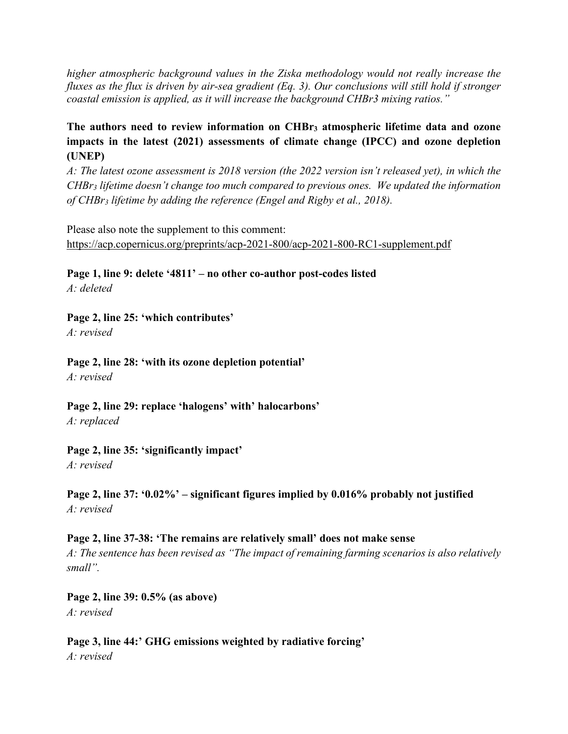*higher atmospheric background values in the Ziska methodology would not really increase the fluxes as the flux is driven by air-sea gradient (Eq. 3). Our conclusions will still hold if stronger coastal emission is applied, as it will increase the background CHBr3 mixing ratios."*

**The authors need to review information on $CHBr_3$ atmospheric lifetime data and ozone impacts in the latest (2021) assessments of climate change (IPCC) and ozone depletion (UNEP)**

*A: The latest ozone assessment is 2018 version (the 2022 version isn't released yet), in which the $CHBr_3$ lifetime doesn't change too much compared to previous ones. We updated the information of $CHBr_3$ lifetime by adding the reference (Engel and Rigby et al., 2018).*

Please also note the supplement to this comment:
https://acp.copernicus.org/preprints/acp-2021-800/acp-2021-800-RC1-supplement.pdf

**Page 1, line 9: delete '4811' – no other co-author post-codes listed**

*A: deleted*

**Page 2, line 25: 'which contributes'**

*A: revised*

**Page 2, line 28: 'with its ozone depletion potential'**

*A: revised*

**Page 2, line 29: replace 'halogens' with' halocarbons'**

*A: replaced*

**Page 2, line 35: 'significantly impact'**

*A: revised*

**Page 2, line 37: '0.02%' – significant figures implied by 0.016% probably not justified**

*A: revised*

**Page 2, line 37-38: 'The remains are relatively small' does not make sense**

*A: The sentence has been revised as "The impact of remaining farming scenarios is also relatively small".*

**Page 2, line 39: 0.5% (as above)**

*A: revised*

**Page 3, line 44:' GHG emissions weighted by radiative forcing'**

*A: revised*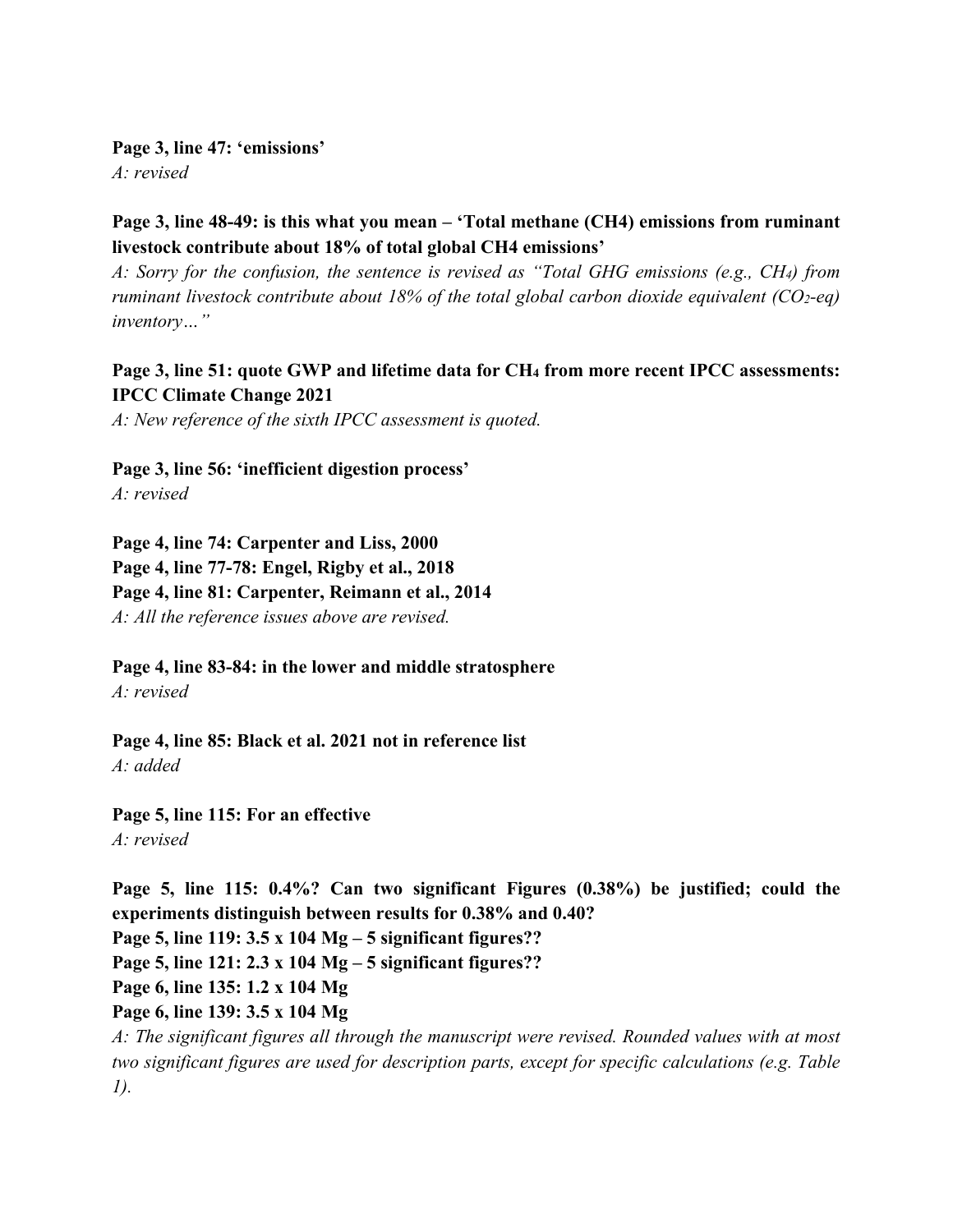**Page 3, line 47: 'emissions'**
*A: revised*

**Page 3, line 48-49: is this what you mean – 'Total methane (CH4) emissions from ruminant livestock contribute about 18% of total global CH4 emissions'**
*A: Sorry for the confusion, the sentence is revised as "Total GHG emissions (e.g., $CH_4$) from ruminant livestock contribute about 18% of the total global carbon dioxide equivalent ($CO_2$-eq) inventory…"*

**Page 3, line 51: quote GWP and lifetime data for $CH_4$ from more recent IPCC assessments: IPCC Climate Change 2021**
*A: New reference of the sixth IPCC assessment is quoted.*

**Page 3, line 56: 'inefficient digestion process'**
*A: revised*

**Page 4, line 74: Carpenter and Liss, 2000**
**Page 4, line 77-78: Engel, Rigby et al., 2018**
**Page 4, line 81: Carpenter, Reimann et al., 2014**
*A: All the reference issues above are revised.*

**Page 4, line 83-84: in the lower and middle stratosphere**
*A: revised*

**Page 4, line 85: Black et al. 2021 not in reference list**
*A: added*

**Page 5, line 115: For an effective**
*A: revised*

**Page 5, line 115: 0.4%? Can two significant Figures (0.38%) be justified; could the experiments distinguish between results for 0.38% and 0.40?**
**Page 5, line 119: 3.5 x 104 Mg – 5 significant figures??**
**Page 5, line 121: 2.3 x 104 Mg – 5 significant figures??**
**Page 6, line 135: 1.2 x 104 Mg**
**Page 6, line 139: 3.5 x 104 Mg**
*A: The significant figures all through the manuscript were revised. Rounded values with at most two significant figures are used for description parts, except for specific calculations (e.g. Table 1).*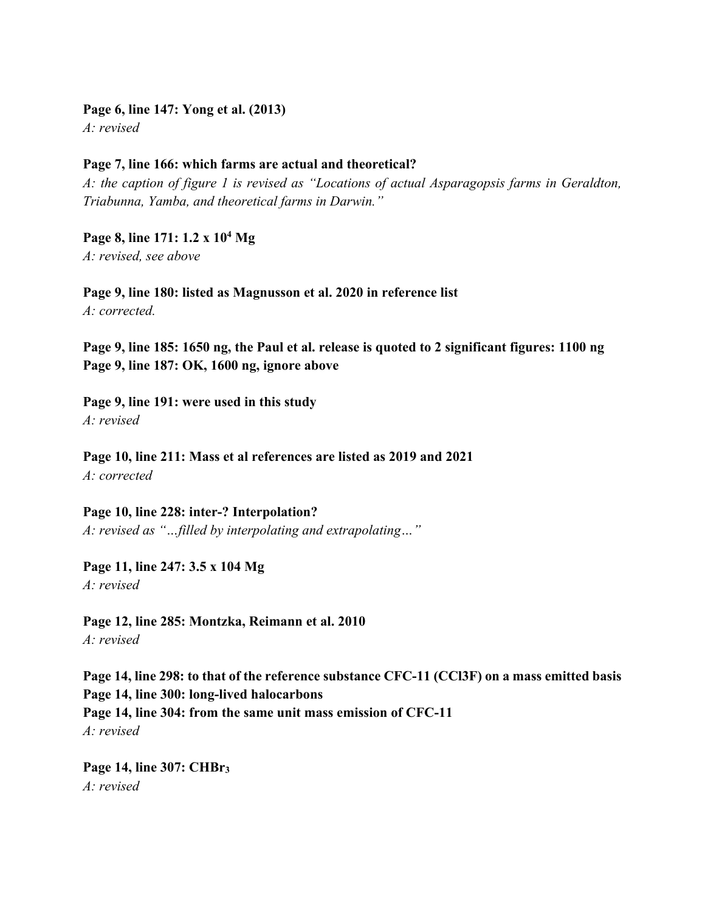**Page 6, line 147: Yong et al. (2013)**
*A: revised*

**Page 7, line 166: which farms are actual and theoretical?**
*A: the caption of figure 1 is revised as "Locations of actual Asparagopsis farms in Geraldton, Triabunna, Yamba, and theoretical farms in Darwin."*

**Page 8, line 171: 1.2 x $10^4$ Mg**
*A: revised, see above*

**Page 9, line 180: listed as Magnusson et al. 2020 in reference list**
*A: corrected.*

**Page 9, line 185: 1650 ng, the Paul et al. release is quoted to 2 significant figures: 1100 ng**
**Page 9, line 187: OK, 1600 ng, ignore above**

**Page 9, line 191: were used in this study**
*A: revised*

**Page 10, line 211: Mass et al references are listed as 2019 and 2021**
*A: corrected*

**Page 10, line 228: inter-? Interpolation?**
*A: revised as "…filled by interpolating and extrapolating…"*

**Page 11, line 247: 3.5 x 104 Mg**
*A: revised*

**Page 12, line 285: Montzka, Reimann et al. 2010**
*A: revised*

**Page 14, line 298: to that of the reference substance CFC-11 ($CCl_3F$) on a mass emitted basis**
**Page 14, line 300: long-lived halocarbons**
**Page 14, line 304: from the same unit mass emission of CFC-11**
*A: revised*

**Page 14, line 307: $CHBr_3$**
*A: revised*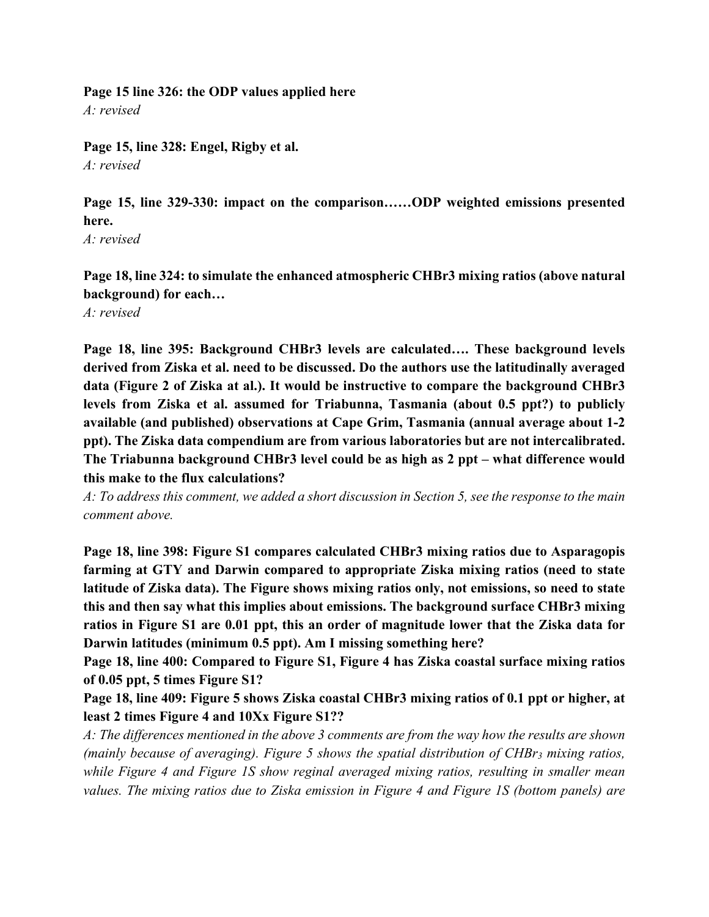**Page 15 line 326: the ODP values applied here**

*A: revised*

**Page 15, line 328: Engel, Rigby et al.**

*A: revised*

**Page 15, line 329-330: impact on the comparison……ODP weighted emissions presented here.**

*A: revised*

**Page 18, line 324: to simulate the enhanced atmospheric CHBr3 mixing ratios (above natural background) for each…**

*A: revised*

**Page 18, line 395: Background CHBr3 levels are calculated…. These background levels derived from Ziska et al. need to be discussed. Do the authors use the latitudinally averaged data (Figure 2 of Ziska at al.). It would be instructive to compare the background CHBr3 levels from Ziska et al. assumed for Triabunna, Tasmania (about 0.5 ppt?) to publicly available (and published) observations at Cape Grim, Tasmania (annual average about 1-2 ppt). The Ziska data compendium are from various laboratories but are not intercalibrated. The Triabunna background CHBr3 level could be as high as 2 ppt – what difference would this make to the flux calculations?**

*A: To address this comment, we added a short discussion in Section 5, see the response to the main comment above.*

**Page 18, line 398: Figure S1 compares calculated CHBr3 mixing ratios due to Asparagopis farming at GTY and Darwin compared to appropriate Ziska mixing ratios (need to state latitude of Ziska data). The Figure shows mixing ratios only, not emissions, so need to state this and then say what this implies about emissions. The background surface CHBr3 mixing ratios in Figure S1 are 0.01 ppt, this an order of magnitude lower that the Ziska data for Darwin latitudes (minimum 0.5 ppt). Am I missing something here?**

**Page 18, line 400: Compared to Figure S1, Figure 4 has Ziska coastal surface mixing ratios of 0.05 ppt, 5 times Figure S1?**

**Page 18, line 409: Figure 5 shows Ziska coastal CHBr3 mixing ratios of 0.1 ppt or higher, at least 2 times Figure 4 and 10Xx Figure S1??**

*A: The differences mentioned in the above 3 comments are from the way how the results are shown (mainly because of averaging). Figure 5 shows the spatial distribution of $CHBr_3$ mixing ratios, while Figure 4 and Figure 1S show reginal averaged mixing ratios, resulting in smaller mean values. The mixing ratios due to Ziska emission in Figure 4 and Figure 1S (bottom panels) are*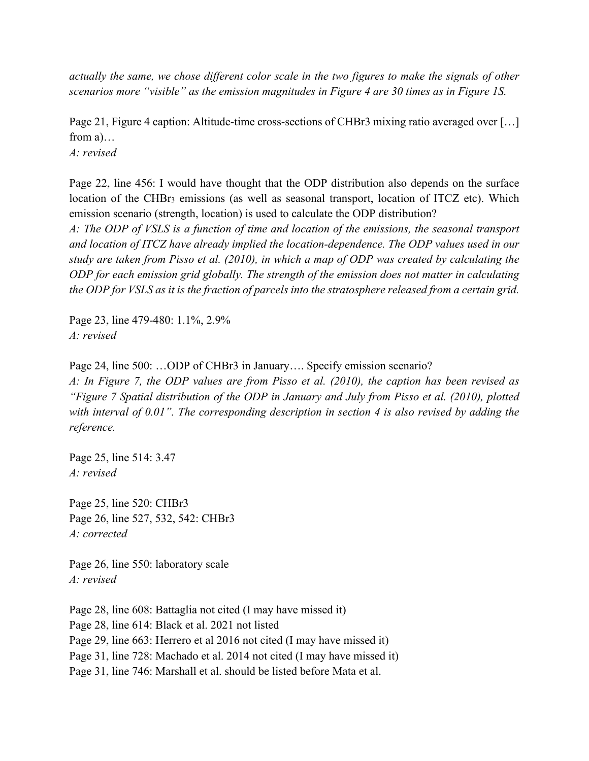*actually the same, we chose different color scale in the two figures to make the signals of other scenarios more "visible" as the emission magnitudes in Figure 4 are 30 times as in Figure 1S.*

Page 21, Figure 4 caption: Altitude-time cross-sections of CHBr3 mixing ratio averaged over […] from a)…
*A: revised*

Page 22, line 456: I would have thought that the ODP distribution also depends on the surface location of the $CHBr_3$ emissions (as well as seasonal transport, location of ITCZ etc). Which emission scenario (strength, location) is used to calculate the ODP distribution?
*A: The ODP of VSLS is a function of time and location of the emissions, the seasonal transport and location of ITCZ have already implied the location-dependence. The ODP values used in our study are taken from Pisso et al. (2010), in which a map of ODP was created by calculating the ODP for each emission grid globally. The strength of the emission does not matter in calculating the ODP for VSLS as it is the fraction of parcels into the stratosphere released from a certain grid.*

Page 23, line 479-480: 1.1%, 2.9%
*A: revised*

Page 24, line 500: …ODP of CHBr3 in January…. Specify emission scenario?
*A: In Figure 7, the ODP values are from Pisso et al. (2010), the caption has been revised as "Figure 7 Spatial distribution of the ODP in January and July from Pisso et al. (2010), plotted with interval of 0.01". The corresponding description in section 4 is also revised by adding the reference.*

Page 25, line 514: 3.47
*A: revised*

Page 25, line 520: CHBr3
Page 26, line 527, 532, 542: CHBr3
*A: corrected*

Page 26, line 550: laboratory scale
*A: revised*

Page 28, line 608: Battaglia not cited (I may have missed it)
Page 28, line 614: Black et al. 2021 not listed
Page 29, line 663: Herrero et al 2016 not cited (I may have missed it)
Page 31, line 728: Machado et al. 2014 not cited (I may have missed it)
Page 31, line 746: Marshall et al. should be listed before Mata et al.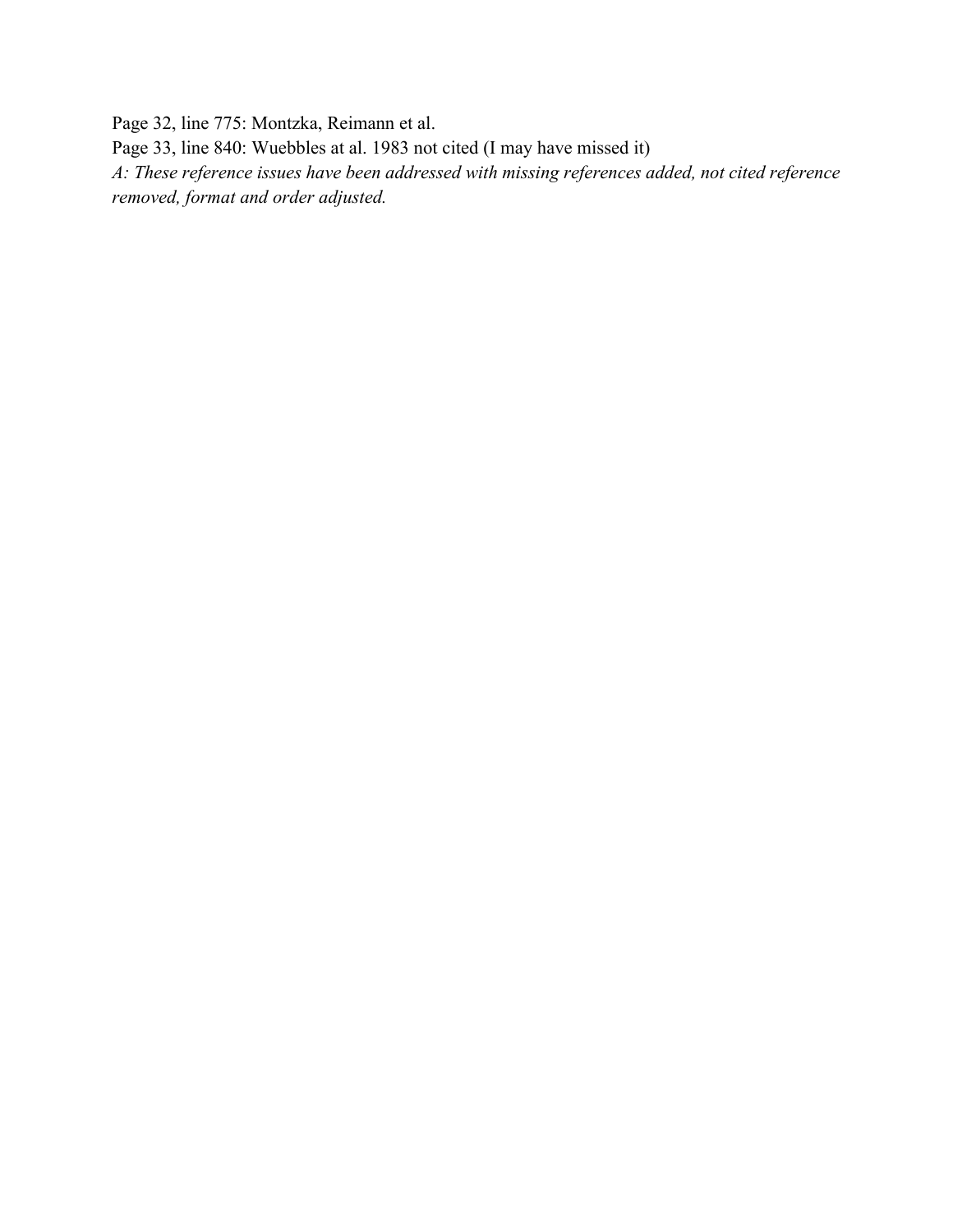Page 32, line 775: Montzka, Reimann et al.

Page 33, line 840: Wuebbles at al. 1983 not cited (I may have missed it)

*A: These reference issues have been addressed with missing references added, not cited reference removed, format and order adjusted.*